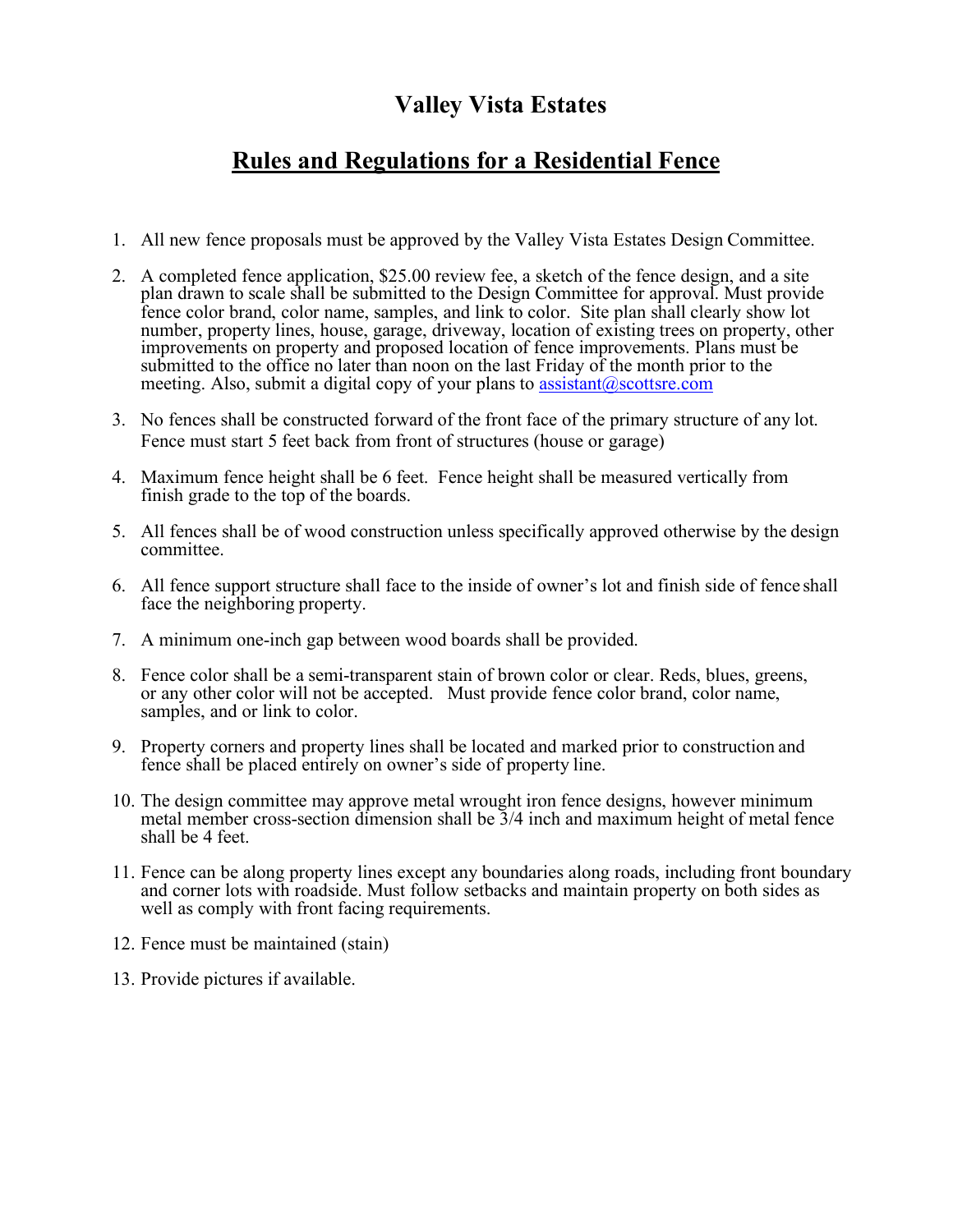# Valley Vista Estates

## Rules and Regulations for a Residential Fence

1. All new fence proposals must be approved by the Valley Vista Estates Design Committee.
2. A completed fence application, $25.00 review fee, a sketch of the fence design, and a site plan drawn to scale shall be submitted to the Design Committee for approval. Must provide fence color brand, color name, samples, and link to color. Site plan shall clearly show lot number, property lines, house, garage, driveway, location of existing trees on property, other improvements on property and proposed location of fence improvements. Plans must be submitted to the office no later than noon on the last Friday of the month prior to the meeting. Also, submit a digital copy of your plans to assistant@scottsre.com
3. No fences shall be constructed forward of the front face of the primary structure of any lot. Fence must start 5 feet back from front of structures (house or garage)
4. Maximum fence height shall be 6 feet. Fence height shall be measured vertically from finish grade to the top of the boards.
5. All fences shall be of wood construction unless specifically approved otherwise by the design committee.
6. All fence support structure shall face to the inside of owner's lot and finish side of fence shall face the neighboring property.
7. A minimum one-inch gap between wood boards shall be provided.
8. Fence color shall be a semi-transparent stain of brown color or clear. Reds, blues, greens, or any other color will not be accepted. Must provide fence color brand, color name, samples, and or link to color.
9. Property corners and property lines shall be located and marked prior to construction and fence shall be placed entirely on owner's side of property line.
10. The design committee may approve metal wrought iron fence designs, however minimum metal member cross-section dimension shall be 3/4 inch and maximum height of metal fence shall be 4 feet.
11. Fence can be along property lines except any boundaries along roads, including front boundary and corner lots with roadside. Must follow setbacks and maintain property on both sides as well as comply with front facing requirements.
12. Fence must be maintained (stain)
13. Provide pictures if available.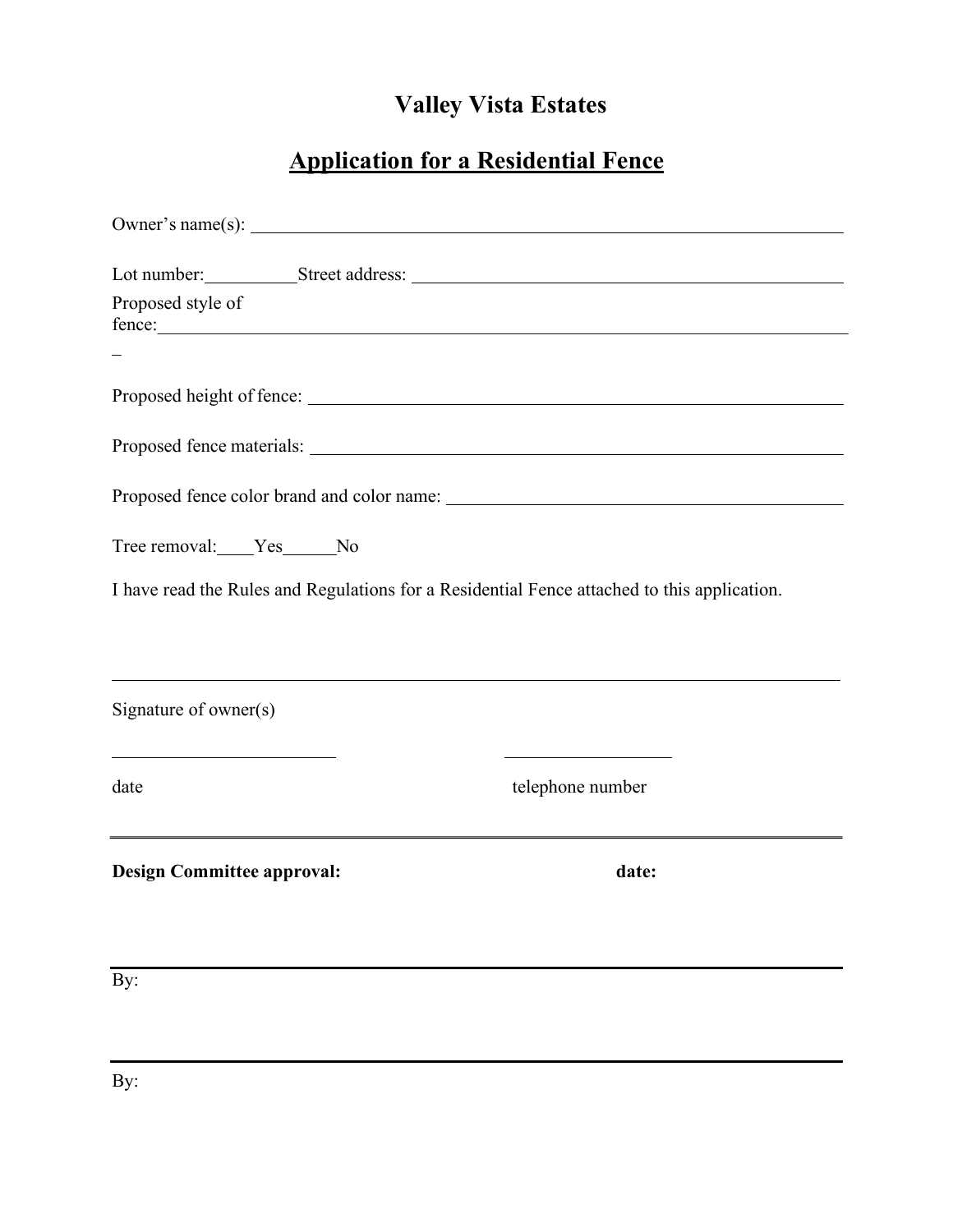# Valley Vista Estates

## Application for a Residential Fence

Owner's name(s): ___________________________________________________________

Lot number:__________Street address: ____________________________________________

Proposed style of fence:_____________________________________________________________
_

Proposed height of fence: ___________________________________________________

Proposed fence materials: ___________________________________________________

Proposed fence color brand and color name: _____________________________________

Tree removal:____Yes______No

I have read the Rules and Regulations for a Residential Fence attached to this application.

_____________________________________________________________________________

Signature of owner(s)

_________________________ __________________

date telephone number

---

**Design Committee approval:** **date:**

_____________________________________________________________________________

By:

_____________________________________________________________________________

By: